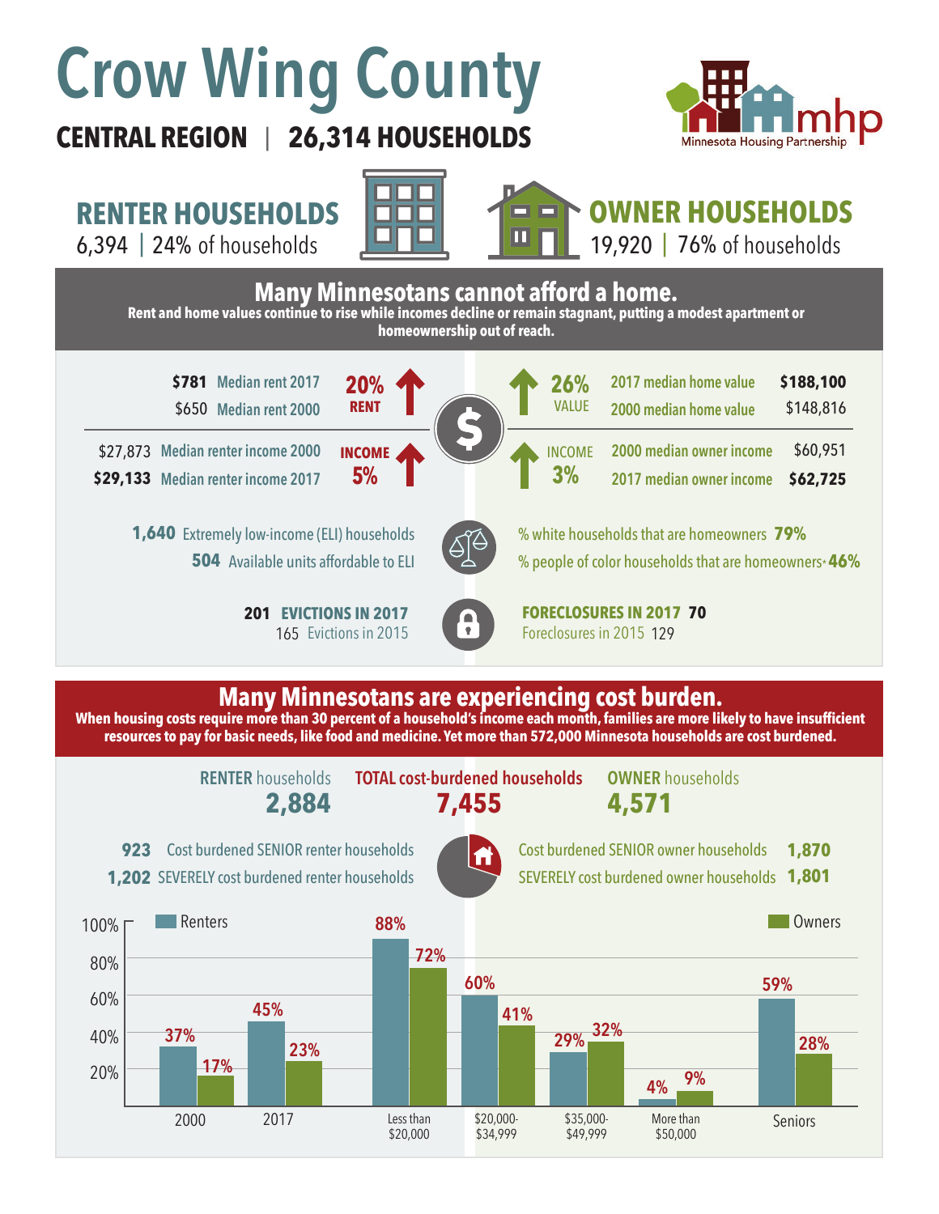# Crow Wing County

**CENTRAL REGION | 26,314 HOUSEHOLDS**

Minnesota Housing Partnership

## RENTER HOUSEHOLDS
6,394 | 24% of households

## OWNER HOUSEHOLDS
19,920 | 76% of households

## Many Minnesotans cannot afford a home.

**Rent and home values continue to rise while incomes decline or remain stagnant, putting a modest apartment or homeownership out of reach.**

| Renters | | Change | | Owners | |
|---|---|---|---|---|---|
| Median rent 2017 | **$781** | 20% RENT ↑ | 26% VALUE ↑ | 2017 median home value | **$188,100** |
| Median rent 2000 | $650 | | | 2000 median home value | $148,816 |
| Median renter income 2000 | $27,873 | INCOME 5% ↑ | INCOME 3% ↑ | 2000 median owner income | $60,951 |
| Median renter income 2017 | **$29,133** | | | 2017 median owner income | **$62,725** |

**1,640** Extremely low-income (ELI) households
**504** Available units affordable to ELI

% white households that are homeowners **79%**
% people of color households that are homeowners* **46%**

**201 EVICTIONS IN 2017**
165 Evictions in 2015

**FORECLOSURES IN 2017 70**
Foreclosures in 2015 129

## Many Minnesotans are experiencing cost burden.

**When housing costs require more than 30 percent of a household's income each month, families are more likely to have insufficient resources to pay for basic needs, like food and medicine. Yet more than 572,000 Minnesota households are cost burdened.**

| RENTER households | TOTAL cost-burdened households | OWNER households |
|---|---|---|
| **2,884** | **7,455** | **4,571** |

**923** Cost burdened SENIOR renter households
**1,202** SEVERELY cost burdened renter households

Cost burdened SENIOR owner households **1,870**
SEVERELY cost burdened owner households **1,801**

| | Renters | Owners |
|---|---|---|
| 2000 | 37% | 17% |
| 2017 | 45% | 23% |
| Less than $20,000 | 88% | 72% |
| $20,000-$34,999 | 60% | 41% |
| $35,000-$49,999 | 29% | 32% |
| More than $50,000 | 4% | 9% |
| Seniors | 59% | 28% |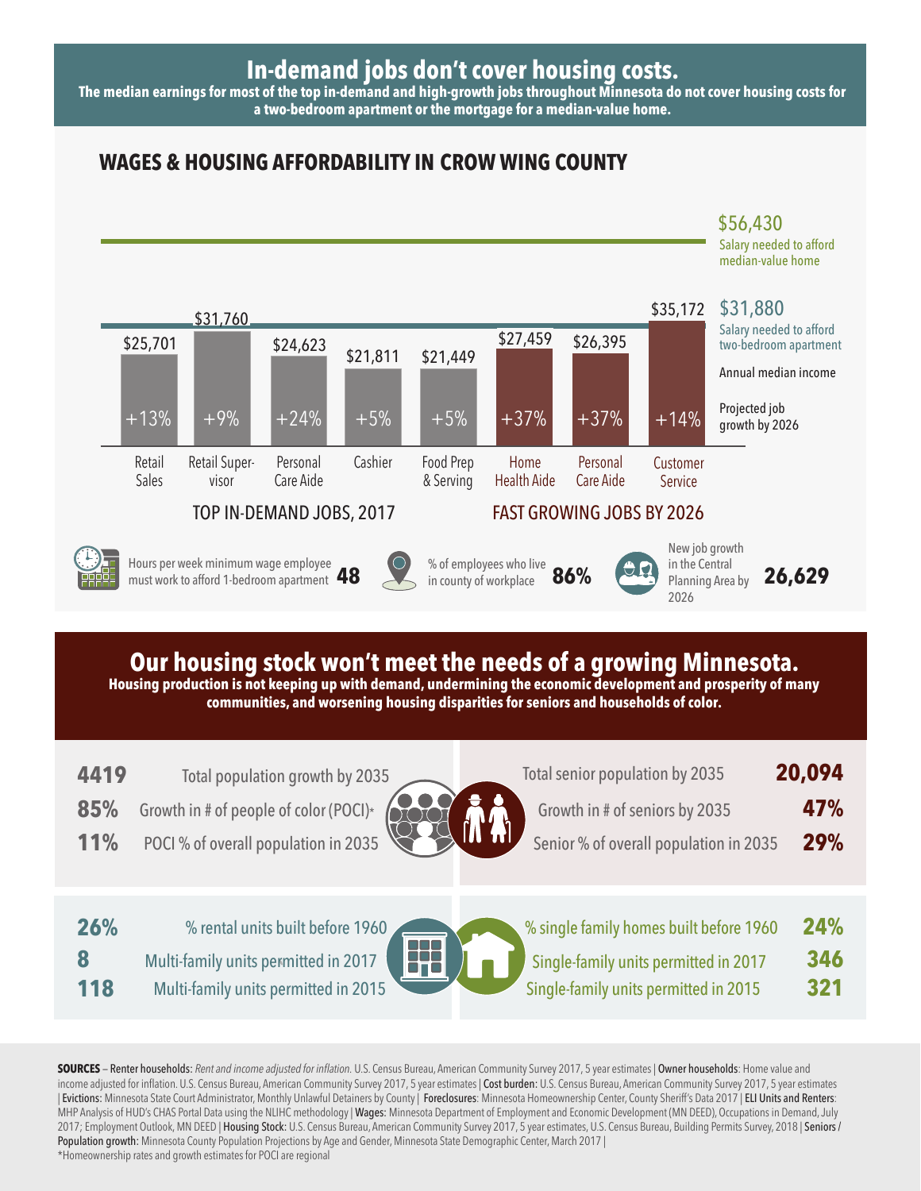# In-demand jobs don't cover housing costs.

**The median earnings for most of the top in-demand and high-growth jobs throughout Minnesota do not cover housing costs for a two-bedroom apartment or the mortgage for a median-value home.**

## WAGES & HOUSING AFFORDABILITY IN CROW WING COUNTY

$56,430
Salary needed to afford median-value home

$31,880
Salary needed to afford two-bedroom apartment

Annual median income

Projected job growth by 2026

TOP IN-DEMAND JOBS, 2017

Retail Sales: $25,701, +13%
Retail Supervisor: $31,760, +9%
Personal Care Aide: $24,623, +24%
Cashier: $21,811, +5%
Food Prep & Serving: $21,449, +5%

FAST GROWING JOBS BY 2026

Home Health Aide: $27,459, +37%
Personal Care Aide: $26,395, +37%
Customer Service: $35,172, +14%

Hours per week minimum wage employee must work to afford 1-bedroom apartment **48**

% of employees who live in county of workplace **86%**

New job growth in the Central Planning Area by 2026 **26,629**

# Our housing stock won't meet the needs of a growing Minnesota.

**Housing production is not keeping up with demand, undermining the economic development and prosperity of many communities, and worsening housing disparities for seniors and households of color.**

**4419** Total population growth by 2035
**85%** Growth in # of people of color (POCI)*
**11%** POCI % of overall population in 2035

Total senior population by 2035 **20,094**
Growth in # of seniors by 2035 **47%**
Senior % of overall population in 2035 **29%**

**26%** % rental units built before 1960
**8** Multi-family units permitted in 2017
**118** Multi-family units permitted in 2015

% single family homes built before 1960 **24%**
Single-family units permitted in 2017 **346**
Single-family units permitted in 2015 **321**

**SOURCES** – **Renter households**: *Rent and income adjusted for inflation.* U.S. Census Bureau, American Community Survey 2017, 5 year estimates | **Owner households**: Home value and income adjusted for inflation. U.S. Census Bureau, American Community Survey 2017, 5 year estimates | **Cost burden**: U.S. Census Bureau, American Community Survey 2017, 5 year estimates | **Evictions**: Minnesota State Court Administrator, Monthly Unlawful Detainers by County | **Foreclosures**: Minnesota Homeownership Center, County Sheriff's Data 2017 | **ELI Units and Renters**: MHP Analysis of HUD's CHAS Portal Data using the NLIHC methodology | **Wages**: Minnesota Department of Employment and Economic Development (MN DEED), Occupations in Demand, July 2017; Employment Outlook, MN DEED | **Housing Stock**: U.S. Census Bureau, American Community Survey 2017, 5 year estimates, U.S. Census Bureau, Building Permits Survey, 2018 | **Seniors / Population growth**: Minnesota County Population Projections by Age and Gender, Minnesota State Demographic Center, March 2017 |
*Homeownership rates and growth estimates for POCI are regional